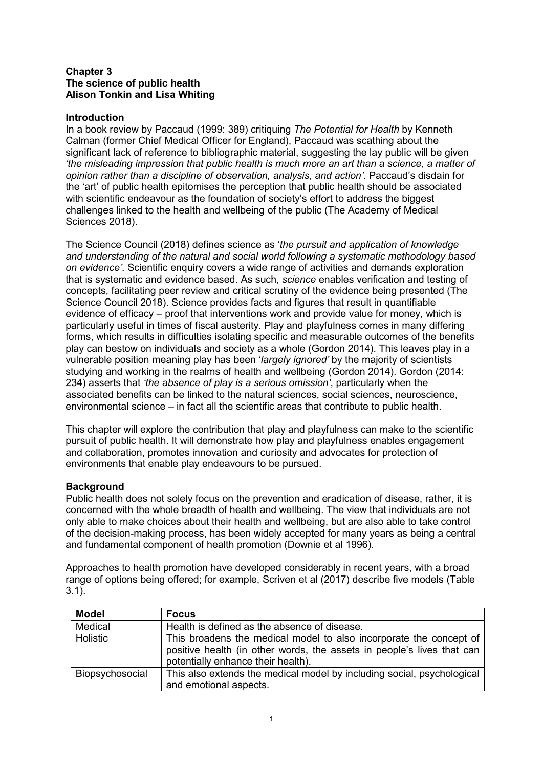**Chapter 3**
**The science of public health**
**Alison Tonkin and Lisa Whiting**

## Introduction

In a book review by Paccaud (1999: 389) critiquing *The Potential for Health* by Kenneth Calman (former Chief Medical Officer for England), Paccaud was scathing about the significant lack of reference to bibliographic material, suggesting the lay public will be given *'the misleading impression that public health is much more an art than a science, a matter of opinion rather than a discipline of observation, analysis, and action'*. Paccaud's disdain for the 'art' of public health epitomises the perception that public health should be associated with scientific endeavour as the foundation of society's effort to address the biggest challenges linked to the health and wellbeing of the public (The Academy of Medical Sciences 2018).

The Science Council (2018) defines science as '*the pursuit and application of knowledge and understanding of the natural and social world following a systematic methodology based on evidence'*. Scientific enquiry covers a wide range of activities and demands exploration that is systematic and evidence based. As such, *science* enables verification and testing of concepts, facilitating peer review and critical scrutiny of the evidence being presented (The Science Council 2018). Science provides facts and figures that result in quantifiable evidence of efficacy – proof that interventions work and provide value for money, which is particularly useful in times of fiscal austerity. Play and playfulness comes in many differing forms, which results in difficulties isolating specific and measurable outcomes of the benefits play can bestow on individuals and society as a whole (Gordon 2014). This leaves play in a vulnerable position meaning play has been '*largely ignored'* by the majority of scientists studying and working in the realms of health and wellbeing (Gordon 2014). Gordon (2014: 234) asserts that *'the absence of play is a serious omission'*, particularly when the associated benefits can be linked to the natural sciences, social sciences, neuroscience, environmental science – in fact all the scientific areas that contribute to public health.

This chapter will explore the contribution that play and playfulness can make to the scientific pursuit of public health. It will demonstrate how play and playfulness enables engagement and collaboration, promotes innovation and curiosity and advocates for protection of environments that enable play endeavours to be pursued.

## Background

Public health does not solely focus on the prevention and eradication of disease, rather, it is concerned with the whole breadth of health and wellbeing. The view that individuals are not only able to make choices about their health and wellbeing, but are also able to take control of the decision-making process, has been widely accepted for many years as being a central and fundamental component of health promotion (Downie et al 1996).

Approaches to health promotion have developed considerably in recent years, with a broad range of options being offered; for example, Scriven et al (2017) describe five models (Table 3.1).

| **Model** | **Focus** |
|---|---|
| Medical | Health is defined as the absence of disease. |
| Holistic | This broadens the medical model to also incorporate the concept of positive health (in other words, the assets in people's lives that can potentially enhance their health). |
| Biopsychosocial | This also extends the medical model by including social, psychological and emotional aspects. |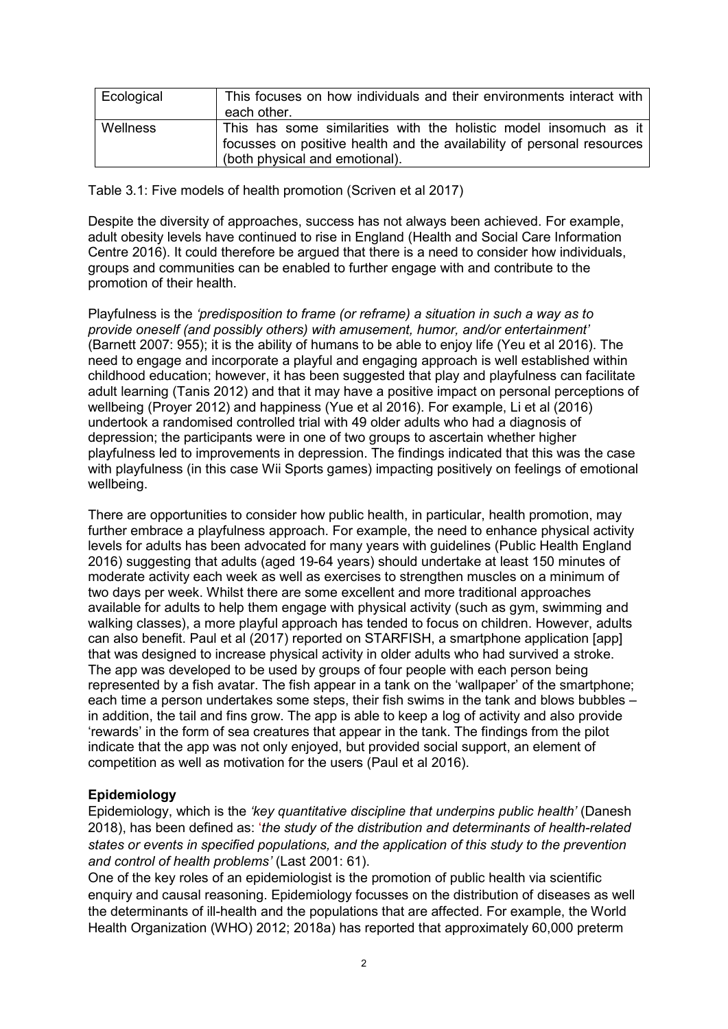| Ecological | This focuses on how individuals and their environments interact with each other. |
| --- | --- |
| Wellness | This has some similarities with the holistic model insomuch as it focusses on positive health and the availability of personal resources (both physical and emotional). |

Table 3.1: Five models of health promotion (Scriven et al 2017)

Despite the diversity of approaches, success has not always been achieved. For example, adult obesity levels have continued to rise in England (Health and Social Care Information Centre 2016). It could therefore be argued that there is a need to consider how individuals, groups and communities can be enabled to further engage with and contribute to the promotion of their health.

Playfulness is the *'predisposition to frame (or reframe) a situation in such a way as to provide oneself (and possibly others) with amusement, humor, and/or entertainment'* (Barnett 2007: 955); it is the ability of humans to be able to enjoy life (Yeu et al 2016). The need to engage and incorporate a playful and engaging approach is well established within childhood education; however, it has been suggested that play and playfulness can facilitate adult learning (Tanis 2012) and that it may have a positive impact on personal perceptions of wellbeing (Proyer 2012) and happiness (Yue et al 2016). For example, Li et al (2016) undertook a randomised controlled trial with 49 older adults who had a diagnosis of depression; the participants were in one of two groups to ascertain whether higher playfulness led to improvements in depression. The findings indicated that this was the case with playfulness (in this case Wii Sports games) impacting positively on feelings of emotional wellbeing.

There are opportunities to consider how public health, in particular, health promotion, may further embrace a playfulness approach. For example, the need to enhance physical activity levels for adults has been advocated for many years with guidelines (Public Health England 2016) suggesting that adults (aged 19-64 years) should undertake at least 150 minutes of moderate activity each week as well as exercises to strengthen muscles on a minimum of two days per week. Whilst there are some excellent and more traditional approaches available for adults to help them engage with physical activity (such as gym, swimming and walking classes), a more playful approach has tended to focus on children. However, adults can also benefit. Paul et al (2017) reported on STARFISH, a smartphone application [app] that was designed to increase physical activity in older adults who had survived a stroke. The app was developed to be used by groups of four people with each person being represented by a fish avatar. The fish appear in a tank on the 'wallpaper' of the smartphone; each time a person undertakes some steps, their fish swims in the tank and blows bubbles – in addition, the tail and fins grow. The app is able to keep a log of activity and also provide 'rewards' in the form of sea creatures that appear in the tank. The findings from the pilot indicate that the app was not only enjoyed, but provided social support, an element of competition as well as motivation for the users (Paul et al 2016).

**Epidemiology**

Epidemiology, which is the *'key quantitative discipline that underpins public health'* (Danesh 2018), has been defined as: '*the study of the distribution and determinants of health-related states or events in specified populations, and the application of this study to the prevention and control of health problems'* (Last 2001: 61).

One of the key roles of an epidemiologist is the promotion of public health via scientific enquiry and causal reasoning. Epidemiology focusses on the distribution of diseases as well the determinants of ill-health and the populations that are affected. For example, the World Health Organization (WHO) 2012; 2018a) has reported that approximately 60,000 preterm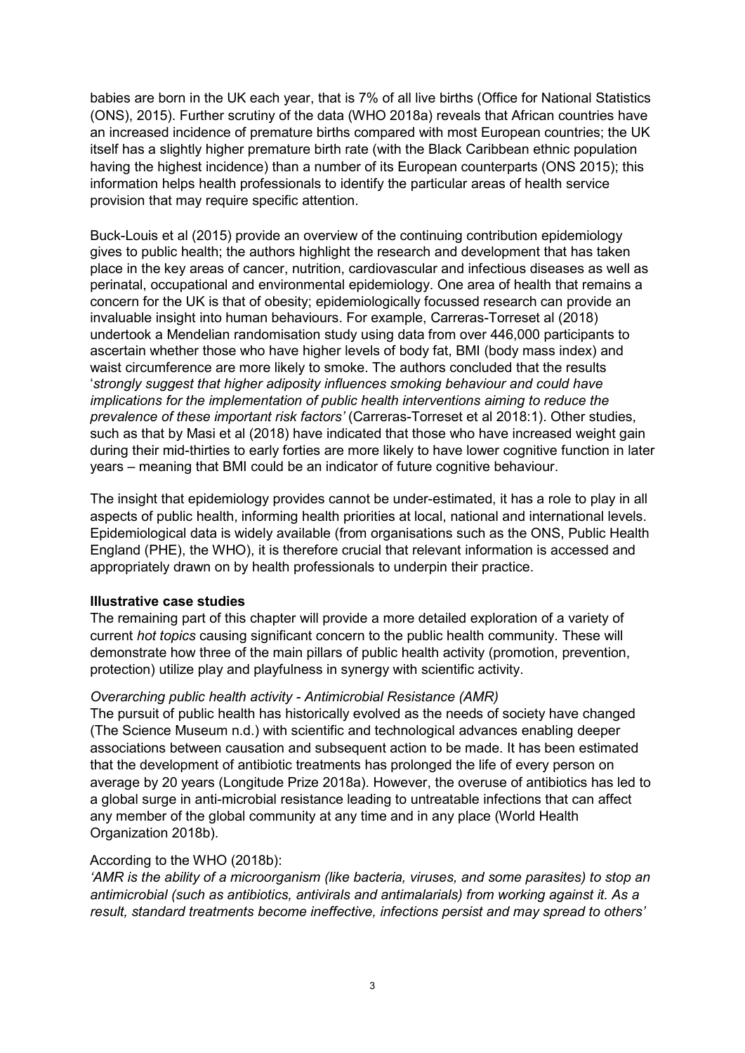babies are born in the UK each year, that is 7% of all live births (Office for National Statistics (ONS), 2015). Further scrutiny of the data (WHO 2018a) reveals that African countries have an increased incidence of premature births compared with most European countries; the UK itself has a slightly higher premature birth rate (with the Black Caribbean ethnic population having the highest incidence) than a number of its European counterparts (ONS 2015); this information helps health professionals to identify the particular areas of health service provision that may require specific attention.

Buck-Louis et al (2015) provide an overview of the continuing contribution epidemiology gives to public health; the authors highlight the research and development that has taken place in the key areas of cancer, nutrition, cardiovascular and infectious diseases as well as perinatal, occupational and environmental epidemiology. One area of health that remains a concern for the UK is that of obesity; epidemiologically focussed research can provide an invaluable insight into human behaviours. For example, Carreras-Torreset al (2018) undertook a Mendelian randomisation study using data from over 446,000 participants to ascertain whether those who have higher levels of body fat, BMI (body mass index) and waist circumference are more likely to smoke. The authors concluded that the results '*strongly suggest that higher adiposity influences smoking behaviour and could have implications for the implementation of public health interventions aiming to reduce the prevalence of these important risk factors'* (Carreras-Torreset et al 2018:1). Other studies, such as that by Masi et al (2018) have indicated that those who have increased weight gain during their mid-thirties to early forties are more likely to have lower cognitive function in later years – meaning that BMI could be an indicator of future cognitive behaviour.

The insight that epidemiology provides cannot be under-estimated, it has a role to play in all aspects of public health, informing health priorities at local, national and international levels. Epidemiological data is widely available (from organisations such as the ONS, Public Health England (PHE), the WHO), it is therefore crucial that relevant information is accessed and appropriately drawn on by health professionals to underpin their practice.

**Illustrative case studies**

The remaining part of this chapter will provide a more detailed exploration of a variety of current *hot topics* causing significant concern to the public health community. These will demonstrate how three of the main pillars of public health activity (promotion, prevention, protection) utilize play and playfulness in synergy with scientific activity.

*Overarching public health activity - Antimicrobial Resistance (AMR)*

The pursuit of public health has historically evolved as the needs of society have changed (The Science Museum n.d.) with scientific and technological advances enabling deeper associations between causation and subsequent action to be made. It has been estimated that the development of antibiotic treatments has prolonged the life of every person on average by 20 years (Longitude Prize 2018a). However, the overuse of antibiotics has led to a global surge in anti-microbial resistance leading to untreatable infections that can affect any member of the global community at any time and in any place (World Health Organization 2018b).

According to the WHO (2018b):

*'AMR is the ability of a microorganism (like bacteria, viruses, and some parasites) to stop an antimicrobial (such as antibiotics, antivirals and antimalarials) from working against it. As a result, standard treatments become ineffective, infections persist and may spread to others'*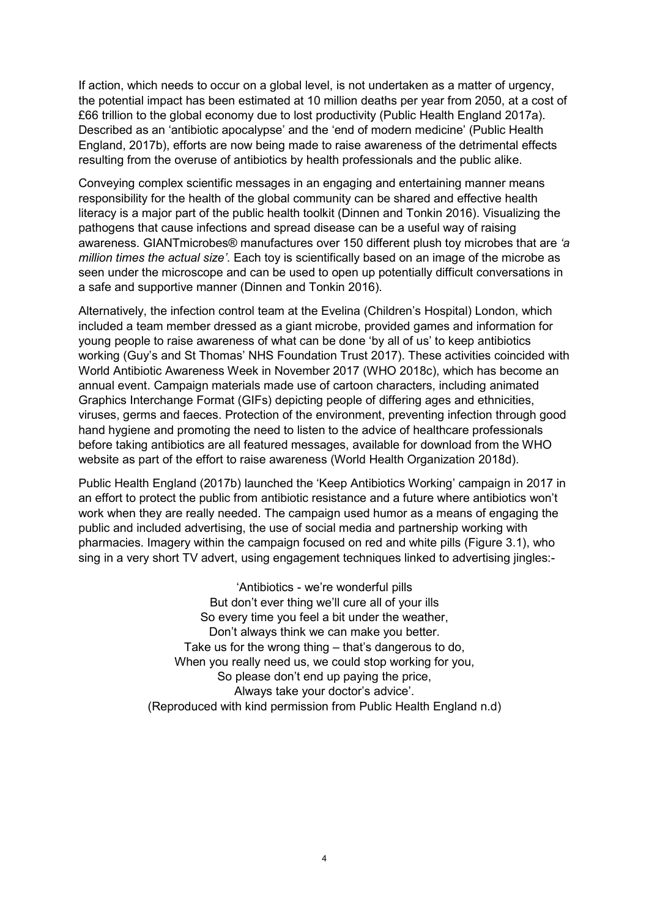If action, which needs to occur on a global level, is not undertaken as a matter of urgency, the potential impact has been estimated at 10 million deaths per year from 2050, at a cost of £66 trillion to the global economy due to lost productivity (Public Health England 2017a). Described as an 'antibiotic apocalypse' and the 'end of modern medicine' (Public Health England, 2017b), efforts are now being made to raise awareness of the detrimental effects resulting from the overuse of antibiotics by health professionals and the public alike.

Conveying complex scientific messages in an engaging and entertaining manner means responsibility for the health of the global community can be shared and effective health literacy is a major part of the public health toolkit (Dinnen and Tonkin 2016). Visualizing the pathogens that cause infections and spread disease can be a useful way of raising awareness. GIANTmicrobes® manufactures over 150 different plush toy microbes that are *'a million times the actual size'*. Each toy is scientifically based on an image of the microbe as seen under the microscope and can be used to open up potentially difficult conversations in a safe and supportive manner (Dinnen and Tonkin 2016).

Alternatively, the infection control team at the Evelina (Children's Hospital) London, which included a team member dressed as a giant microbe, provided games and information for young people to raise awareness of what can be done 'by all of us' to keep antibiotics working (Guy's and St Thomas' NHS Foundation Trust 2017). These activities coincided with World Antibiotic Awareness Week in November 2017 (WHO 2018c), which has become an annual event. Campaign materials made use of cartoon characters, including animated Graphics Interchange Format (GIFs) depicting people of differing ages and ethnicities, viruses, germs and faeces. Protection of the environment, preventing infection through good hand hygiene and promoting the need to listen to the advice of healthcare professionals before taking antibiotics are all featured messages, available for download from the WHO website as part of the effort to raise awareness (World Health Organization 2018d).

Public Health England (2017b) launched the 'Keep Antibiotics Working' campaign in 2017 in an effort to protect the public from antibiotic resistance and a future where antibiotics won't work when they are really needed. The campaign used humor as a means of engaging the public and included advertising, the use of social media and partnership working with pharmacies. Imagery within the campaign focused on red and white pills (Figure 3.1), who sing in a very short TV advert, using engagement techniques linked to advertising jingles:-

'Antibiotics - we're wonderful pills  
But don't ever thing we'll cure all of your ills  
So every time you feel a bit under the weather,  
Don't always think we can make you better.  
Take us for the wrong thing – that's dangerous to do,  
When you really need us, we could stop working for you,  
So please don't end up paying the price,  
Always take your doctor's advice'.  
(Reproduced with kind permission from Public Health England n.d)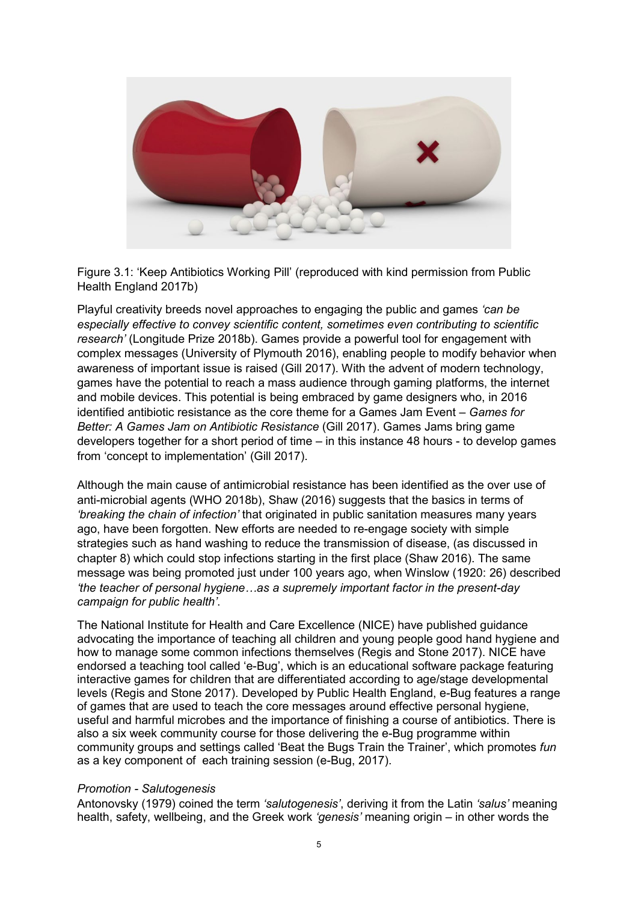Figure 3.1: 'Keep Antibiotics Working Pill' (reproduced with kind permission from Public Health England 2017b)

Playful creativity breeds novel approaches to engaging the public and games *'can be especially effective to convey scientific content, sometimes even contributing to scientific research'* (Longitude Prize 2018b). Games provide a powerful tool for engagement with complex messages (University of Plymouth 2016), enabling people to modify behavior when awareness of important issue is raised (Gill 2017). With the advent of modern technology, games have the potential to reach a mass audience through gaming platforms, the internet and mobile devices. This potential is being embraced by game designers who, in 2016 identified antibiotic resistance as the core theme for a Games Jam Event – *Games for Better: A Games Jam on Antibiotic Resistance* (Gill 2017). Games Jams bring game developers together for a short period of time – in this instance 48 hours - to develop games from 'concept to implementation' (Gill 2017).

Although the main cause of antimicrobial resistance has been identified as the over use of anti-microbial agents (WHO 2018b), Shaw (2016) suggests that the basics in terms of *'breaking the chain of infection'* that originated in public sanitation measures many years ago, have been forgotten. New efforts are needed to re-engage society with simple strategies such as hand washing to reduce the transmission of disease, (as discussed in chapter 8) which could stop infections starting in the first place (Shaw 2016). The same message was being promoted just under 100 years ago, when Winslow (1920: 26) described *'the teacher of personal hygiene…as a supremely important factor in the present-day campaign for public health'.*

The National Institute for Health and Care Excellence (NICE) have published guidance advocating the importance of teaching all children and young people good hand hygiene and how to manage some common infections themselves (Regis and Stone 2017). NICE have endorsed a teaching tool called 'e-Bug', which is an educational software package featuring interactive games for children that are differentiated according to age/stage developmental levels (Regis and Stone 2017). Developed by Public Health England, e-Bug features a range of games that are used to teach the core messages around effective personal hygiene, useful and harmful microbes and the importance of finishing a course of antibiotics. There is also a six week community course for those delivering the e-Bug programme within community groups and settings called 'Beat the Bugs Train the Trainer', which promotes *fun* as a key component of each training session (e-Bug, 2017).

*Promotion - Salutogenesis*

Antonovsky (1979) coined the term *'salutogenesis'*, deriving it from the Latin *'salus'* meaning health, safety, wellbeing, and the Greek work *'genesis'* meaning origin – in other words the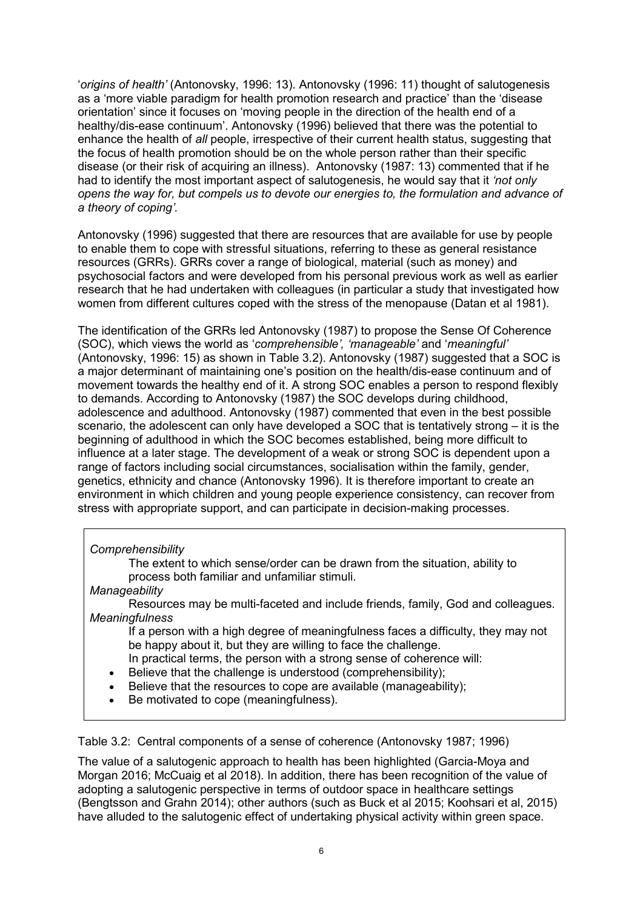'*origins of health'* (Antonovsky, 1996: 13). Antonovsky (1996: 11) thought of salutogenesis as a 'more viable paradigm for health promotion research and practice' than the 'disease orientation' since it focuses on 'moving people in the direction of the health end of a healthy/dis-ease continuum'. Antonovsky (1996) believed that there was the potential to enhance the health of *all* people, irrespective of their current health status, suggesting that the focus of health promotion should be on the whole person rather than their specific disease (or their risk of acquiring an illness). Antonovsky (1987: 13) commented that if he had to identify the most important aspect of salutogenesis, he would say that it *'not only opens the way for, but compels us to devote our energies to, the formulation and advance of a theory of coping'*.

Antonovsky (1996) suggested that there are resources that are available for use by people to enable them to cope with stressful situations, referring to these as general resistance resources (GRRs). GRRs cover a range of biological, material (such as money) and psychosocial factors and were developed from his personal previous work as well as earlier research that he had undertaken with colleagues (in particular a study that investigated how women from different cultures coped with the stress of the menopause (Datan et al 1981).

The identification of the GRRs led Antonovsky (1987) to propose the Sense Of Coherence (SOC), which views the world as '*comprehensible', 'manageable'* and '*meaningful'* (Antonovsky, 1996: 15) as shown in Table 3.2). Antonovsky (1987) suggested that a SOC is a major determinant of maintaining one's position on the health/dis-ease continuum and of movement towards the healthy end of it. A strong SOC enables a person to respond flexibly to demands. According to Antonovsky (1987) the SOC develops during childhood, adolescence and adulthood. Antonovsky (1987) commented that even in the best possible scenario, the adolescent can only have developed a SOC that is tentatively strong – it is the beginning of adulthood in which the SOC becomes established, being more difficult to influence at a later stage. The development of a weak or strong SOC is dependent upon a range of factors including social circumstances, socialisation within the family, gender, genetics, ethnicity and chance (Antonovsky 1996). It is therefore important to create an environment in which children and young people experience consistency, can recover from stress with appropriate support, and can participate in decision-making processes.

*Comprehensibility*

The extent to which sense/order can be drawn from the situation, ability to process both familiar and unfamiliar stimuli.

*Manageability*

Resources may be multi-faceted and include friends, family, God and colleagues.

*Meaningfulness*

If a person with a high degree of meaningfulness faces a difficulty, they may not be happy about it, but they are willing to face the challenge.

In practical terms, the person with a strong sense of coherence will:

- Believe that the challenge is understood (comprehensibility);
- Believe that the resources to cope are available (manageability);
- Be motivated to cope (meaningfulness).

Table 3.2: Central components of a sense of coherence (Antonovsky 1987; 1996)

The value of a salutogenic approach to health has been highlighted (Garcia-Moya and Morgan 2016; McCuaig et al 2018). In addition, there has been recognition of the value of adopting a salutogenic perspective in terms of outdoor space in healthcare settings (Bengtsson and Grahn 2014); other authors (such as Buck et al 2015; Koohsari et al, 2015) have alluded to the salutogenic effect of undertaking physical activity within green space.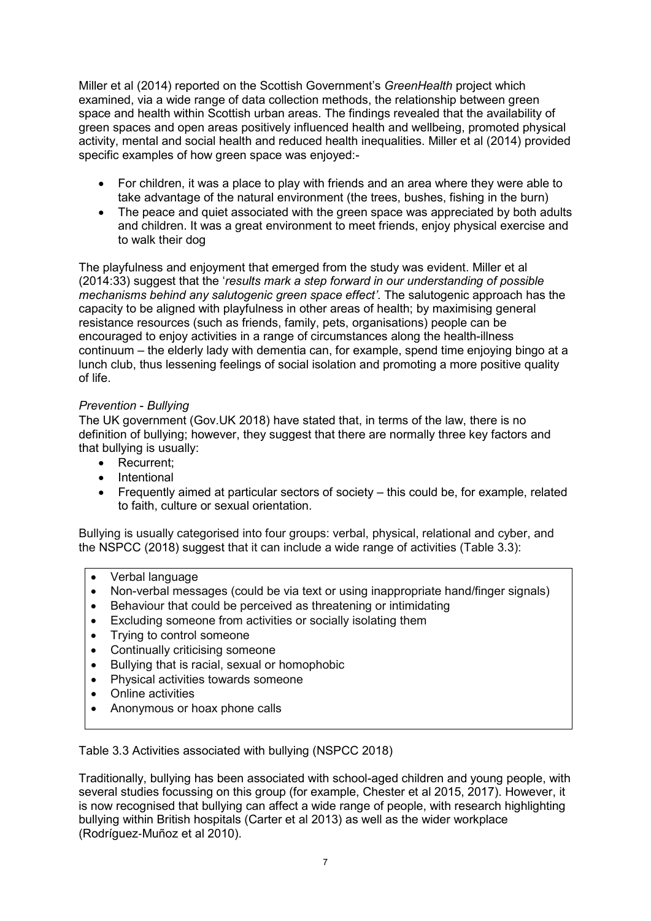Miller et al (2014) reported on the Scottish Government's *GreenHealth* project which examined, via a wide range of data collection methods, the relationship between green space and health within Scottish urban areas. The findings revealed that the availability of green spaces and open areas positively influenced health and wellbeing, promoted physical activity, mental and social health and reduced health inequalities. Miller et al (2014) provided specific examples of how green space was enjoyed:-

- For children, it was a place to play with friends and an area where they were able to take advantage of the natural environment (the trees, bushes, fishing in the burn)
- The peace and quiet associated with the green space was appreciated by both adults and children. It was a great environment to meet friends, enjoy physical exercise and to walk their dog

The playfulness and enjoyment that emerged from the study was evident. Miller et al (2014:33) suggest that the '*results mark a step forward in our understanding of possible mechanisms behind any salutogenic green space effect'*. The salutogenic approach has the capacity to be aligned with playfulness in other areas of health; by maximising general resistance resources (such as friends, family, pets, organisations) people can be encouraged to enjoy activities in a range of circumstances along the health-illness continuum – the elderly lady with dementia can, for example, spend time enjoying bingo at a lunch club, thus lessening feelings of social isolation and promoting a more positive quality of life.

*Prevention - Bullying*

The UK government (Gov.UK 2018) have stated that, in terms of the law, there is no definition of bullying; however, they suggest that there are normally three key factors and that bullying is usually:

- Recurrent;
- Intentional
- Frequently aimed at particular sectors of society – this could be, for example, related to faith, culture or sexual orientation.

Bullying is usually categorised into four groups: verbal, physical, relational and cyber, and the NSPCC (2018) suggest that it can include a wide range of activities (Table 3.3):

- Verbal language
- Non-verbal messages (could be via text or using inappropriate hand/finger signals)
- Behaviour that could be perceived as threatening or intimidating
- Excluding someone from activities or socially isolating them
- Trying to control someone
- Continually criticising someone
- Bullying that is racial, sexual or homophobic
- Physical activities towards someone
- Online activities
- Anonymous or hoax phone calls

Table 3.3 Activities associated with bullying (NSPCC 2018)

Traditionally, bullying has been associated with school-aged children and young people, with several studies focussing on this group (for example, Chester et al 2015, 2017). However, it is now recognised that bullying can affect a wide range of people, with research highlighting bullying within British hospitals (Carter et al 2013) as well as the wider workplace (Rodríguez-Muñoz et al 2010).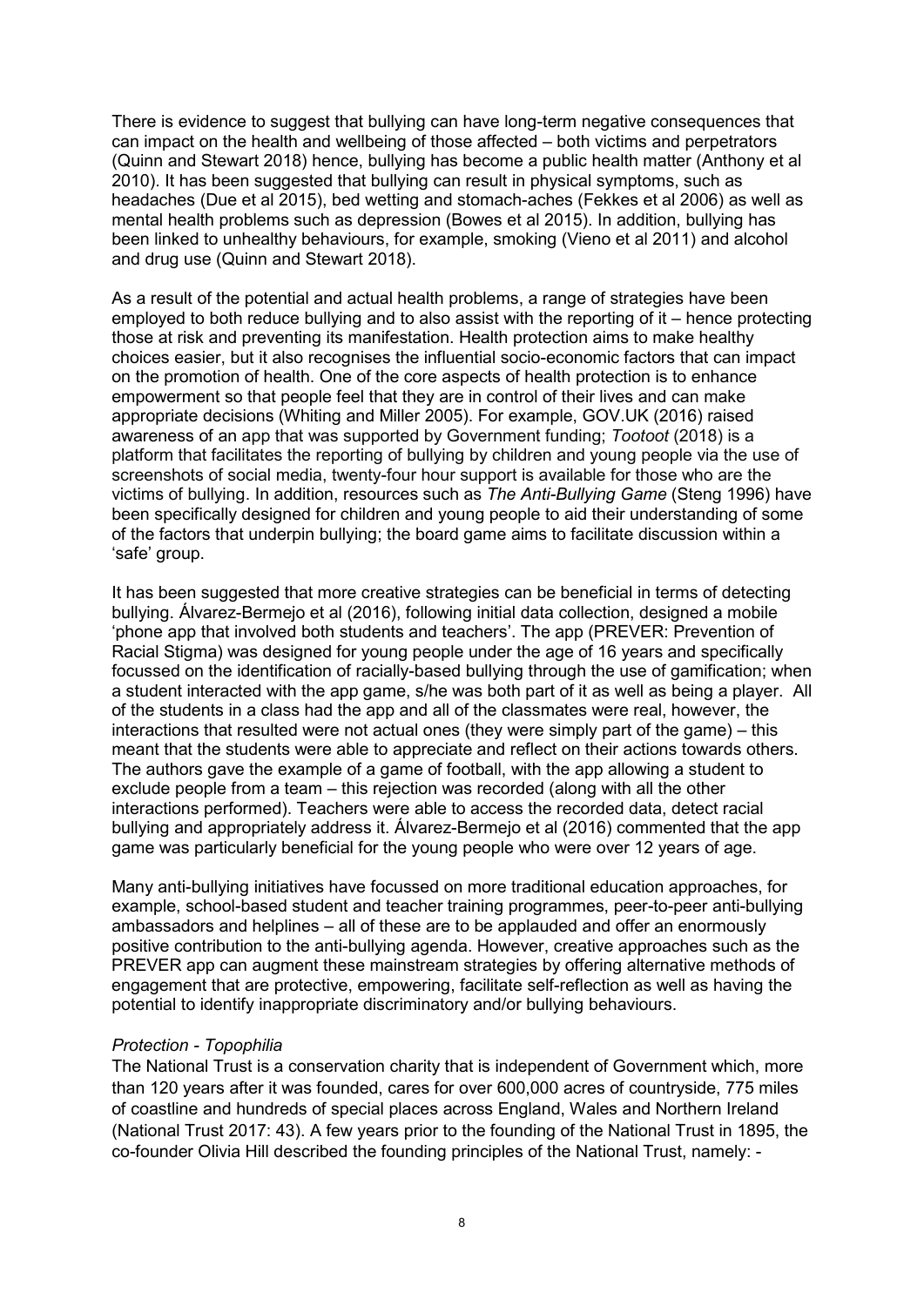There is evidence to suggest that bullying can have long-term negative consequences that can impact on the health and wellbeing of those affected – both victims and perpetrators (Quinn and Stewart 2018) hence, bullying has become a public health matter (Anthony et al 2010). It has been suggested that bullying can result in physical symptoms, such as headaches (Due et al 2015), bed wetting and stomach-aches (Fekkes et al 2006) as well as mental health problems such as depression (Bowes et al 2015). In addition, bullying has been linked to unhealthy behaviours, for example, smoking (Vieno et al 2011) and alcohol and drug use (Quinn and Stewart 2018).

As a result of the potential and actual health problems, a range of strategies have been employed to both reduce bullying and to also assist with the reporting of it – hence protecting those at risk and preventing its manifestation. Health protection aims to make healthy choices easier, but it also recognises the influential socio-economic factors that can impact on the promotion of health. One of the core aspects of health protection is to enhance empowerment so that people feel that they are in control of their lives and can make appropriate decisions (Whiting and Miller 2005). For example, GOV.UK (2016) raised awareness of an app that was supported by Government funding; *Tootoot* (2018) is a platform that facilitates the reporting of bullying by children and young people via the use of screenshots of social media, twenty-four hour support is available for those who are the victims of bullying. In addition, resources such as *The Anti-Bullying Game* (Steng 1996) have been specifically designed for children and young people to aid their understanding of some of the factors that underpin bullying; the board game aims to facilitate discussion within a 'safe' group.

It has been suggested that more creative strategies can be beneficial in terms of detecting bullying. Álvarez-Bermejo et al (2016), following initial data collection, designed a mobile 'phone app that involved both students and teachers'. The app (PREVER: Prevention of Racial Stigma) was designed for young people under the age of 16 years and specifically focussed on the identification of racially-based bullying through the use of gamification; when a student interacted with the app game, s/he was both part of it as well as being a player. All of the students in a class had the app and all of the classmates were real, however, the interactions that resulted were not actual ones (they were simply part of the game) – this meant that the students were able to appreciate and reflect on their actions towards others. The authors gave the example of a game of football, with the app allowing a student to exclude people from a team – this rejection was recorded (along with all the other interactions performed). Teachers were able to access the recorded data, detect racial bullying and appropriately address it. Álvarez-Bermejo et al (2016) commented that the app game was particularly beneficial for the young people who were over 12 years of age.

Many anti-bullying initiatives have focussed on more traditional education approaches, for example, school-based student and teacher training programmes, peer-to-peer anti-bullying ambassadors and helplines – all of these are to be applauded and offer an enormously positive contribution to the anti-bullying agenda. However, creative approaches such as the PREVER app can augment these mainstream strategies by offering alternative methods of engagement that are protective, empowering, facilitate self-reflection as well as having the potential to identify inappropriate discriminatory and/or bullying behaviours.

*Protection - Topophilia*

The National Trust is a conservation charity that is independent of Government which, more than 120 years after it was founded, cares for over 600,000 acres of countryside, 775 miles of coastline and hundreds of special places across England, Wales and Northern Ireland (National Trust 2017: 43). A few years prior to the founding of the National Trust in 1895, the co-founder Olivia Hill described the founding principles of the National Trust, namely: -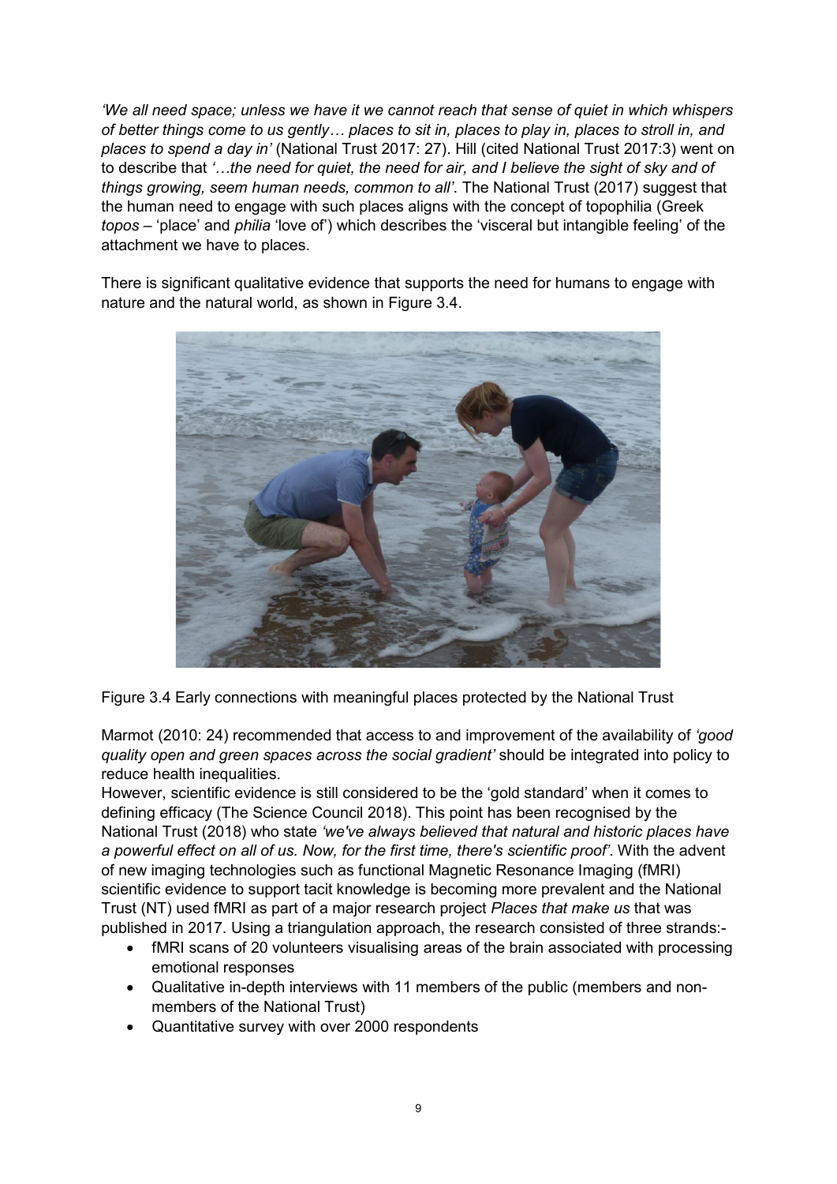*'We all need space; unless we have it we cannot reach that sense of quiet in which whispers of better things come to us gently… places to sit in, places to play in, places to stroll in, and places to spend a day in'* (National Trust 2017: 27). Hill (cited National Trust 2017:3) went on to describe that *'…the need for quiet, the need for air, and I believe the sight of sky and of things growing, seem human needs, common to all'*. The National Trust (2017) suggest that the human need to engage with such places aligns with the concept of topophilia (Greek *topos* – 'place' and *philia* 'love of') which describes the 'visceral but intangible feeling' of the attachment we have to places.

There is significant qualitative evidence that supports the need for humans to engage with nature and the natural world, as shown in Figure 3.4.

Figure 3.4 Early connections with meaningful places protected by the National Trust

Marmot (2010: 24) recommended that access to and improvement of the availability of *'good quality open and green spaces across the social gradient'* should be integrated into policy to reduce health inequalities.

However, scientific evidence is still considered to be the 'gold standard' when it comes to defining efficacy (The Science Council 2018). This point has been recognised by the National Trust (2018) who state *'we've always believed that natural and historic places have a powerful effect on all of us. Now, for the first time, there's scientific proof'*. With the advent of new imaging technologies such as functional Magnetic Resonance Imaging (fMRI) scientific evidence to support tacit knowledge is becoming more prevalent and the National Trust (NT) used fMRI as part of a major research project *Places that make us* that was published in 2017. Using a triangulation approach, the research consisted of three strands:-

- fMRI scans of 20 volunteers visualising areas of the brain associated with processing emotional responses
- Qualitative in-depth interviews with 11 members of the public (members and non-members of the National Trust)
- Quantitative survey with over 2000 respondents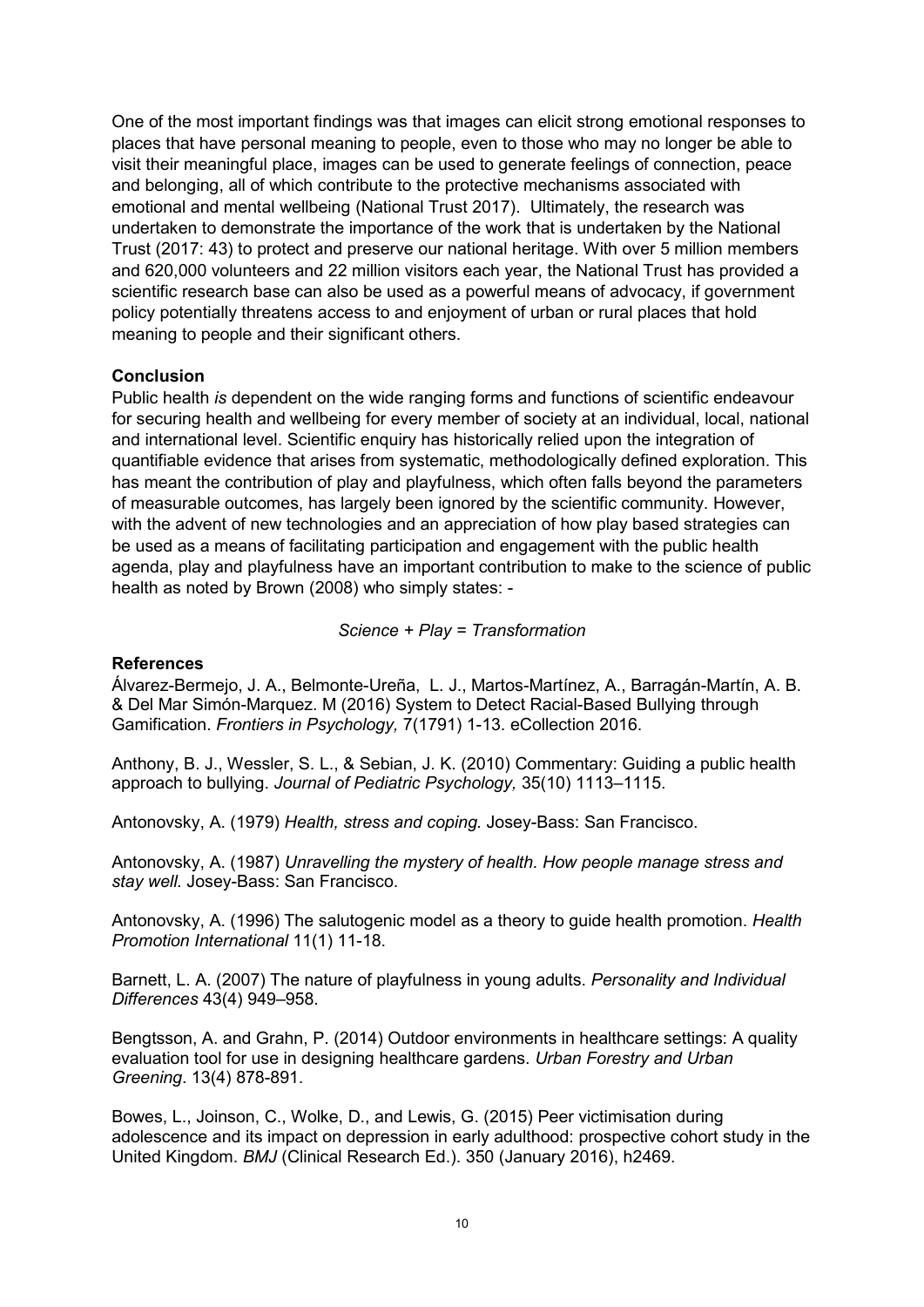One of the most important findings was that images can elicit strong emotional responses to places that have personal meaning to people, even to those who may no longer be able to visit their meaningful place, images can be used to generate feelings of connection, peace and belonging, all of which contribute to the protective mechanisms associated with emotional and mental wellbeing (National Trust 2017). Ultimately, the research was undertaken to demonstrate the importance of the work that is undertaken by the National Trust (2017: 43) to protect and preserve our national heritage. With over 5 million members and 620,000 volunteers and 22 million visitors each year, the National Trust has provided a scientific research base can also be used as a powerful means of advocacy, if government policy potentially threatens access to and enjoyment of urban or rural places that hold meaning to people and their significant others.

**Conclusion**

Public health *is* dependent on the wide ranging forms and functions of scientific endeavour for securing health and wellbeing for every member of society at an individual, local, national and international level. Scientific enquiry has historically relied upon the integration of quantifiable evidence that arises from systematic, methodologically defined exploration. This has meant the contribution of play and playfulness, which often falls beyond the parameters of measurable outcomes, has largely been ignored by the scientific community. However, with the advent of new technologies and an appreciation of how play based strategies can be used as a means of facilitating participation and engagement with the public health agenda, play and playfulness have an important contribution to make to the science of public health as noted by Brown (2008) who simply states: -

*Science + Play = Transformation*

**References**

Álvarez-Bermejo, J. A., Belmonte-Ureña, L. J., Martos-Martínez, A., Barragán-Martín, A. B. & Del Mar Simón-Marquez. M (2016) System to Detect Racial-Based Bullying through Gamification. *Frontiers in Psychology,* 7(1791) 1-13. eCollection 2016.

Anthony, B. J., Wessler, S. L., & Sebian, J. K. (2010) Commentary: Guiding a public health approach to bullying. *Journal of Pediatric Psychology,* 35(10) 1113–1115.

Antonovsky, A. (1979) *Health, stress and coping.* Josey-Bass: San Francisco.

Antonovsky, A. (1987) *Unravelling the mystery of health. How people manage stress and stay well.* Josey-Bass: San Francisco.

Antonovsky, A. (1996) The salutogenic model as a theory to guide health promotion. *Health Promotion International* 11(1) 11-18.

Barnett, L. A. (2007) The nature of playfulness in young adults. *Personality and Individual Differences* 43(4) 949–958.

Bengtsson, A. and Grahn, P. (2014) Outdoor environments in healthcare settings: A quality evaluation tool for use in designing healthcare gardens. *Urban Forestry and Urban Greening*. 13(4) 878-891.

Bowes, L., Joinson, C., Wolke, D., and Lewis, G. (2015) Peer victimisation during adolescence and its impact on depression in early adulthood: prospective cohort study in the United Kingdom. *BMJ* (Clinical Research Ed.). 350 (January 2016), h2469.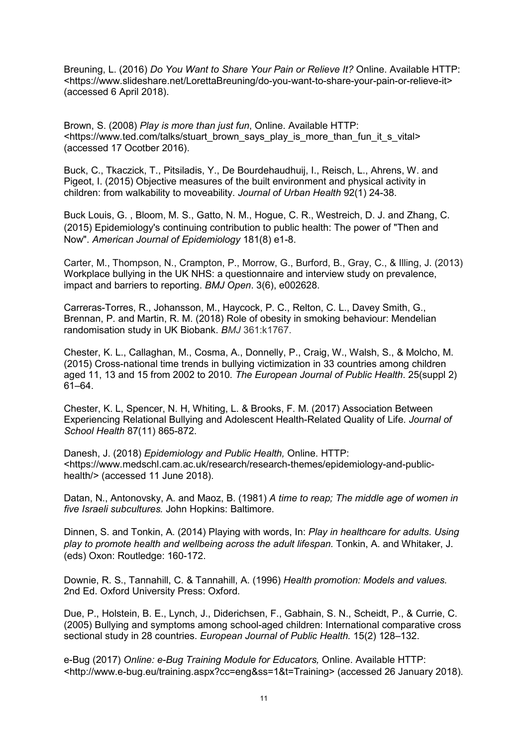Breuning, L. (2016) *Do You Want to Share Your Pain or Relieve It?* Online. Available HTTP: <https://www.slideshare.net/LorettaBreuning/do-you-want-to-share-your-pain-or-relieve-it> (accessed 6 April 2018).

Brown, S. (2008) *Play is more than just fun*, Online. Available HTTP: <https://www.ted.com/talks/stuart_brown_says_play_is_more_than_fun_it_s_vital> (accessed 17 Ocotber 2016).

Buck, C., Tkaczick, T., Pitsiladis, Y., De Bourdehaudhuij, I., Reisch, L., Ahrens, W. and Pigeot, I. (2015) Objective measures of the built environment and physical activity in children: from walkability to moveability. *Journal of Urban Health* 92(1) 24-38.

Buck Louis, G. , Bloom, M. S., Gatto, N. M., Hogue, C. R., Westreich, D. J. and Zhang, C. (2015) Epidemiology's continuing contribution to public health: The power of "Then and Now". *American Journal of Epidemiology* 181(8) e1-8.

Carter, M., Thompson, N., Crampton, P., Morrow, G., Burford, B., Gray, C., & Illing, J. (2013) Workplace bullying in the UK NHS: a questionnaire and interview study on prevalence, impact and barriers to reporting. *BMJ Open*. 3(6), e002628.

Carreras-Torres, R., Johansson, M., Haycock, P. C., Relton, C. L., Davey Smith, G., Brennan, P. and Martin, R. M. (2018) Role of obesity in smoking behaviour: Mendelian randomisation study in UK Biobank. *BMJ* 361:k1767.

Chester, K. L., Callaghan, M., Cosma, A., Donnelly, P., Craig, W., Walsh, S., & Molcho, M. (2015) Cross-national time trends in bullying victimization in 33 countries among children aged 11, 13 and 15 from 2002 to 2010. *The European Journal of Public Health*. 25(suppl 2) 61–64.

Chester, K. L, Spencer, N. H, Whiting, L. & Brooks, F. M. (2017) Association Between Experiencing Relational Bullying and Adolescent Health-Related Quality of Life. *Journal of School Health* 87(11) 865-872.

Danesh, J. (2018) *Epidemiology and Public Health,* Online. HTTP: <https://www.medschl.cam.ac.uk/research/research-themes/epidemiology-and-public-health/> (accessed 11 June 2018).

Datan, N., Antonovsky, A. and Maoz, B. (1981) *A time to reap; The middle age of women in five Israeli subcultures.* John Hopkins: Baltimore.

Dinnen, S. and Tonkin, A. (2014) Playing with words, In: *Play in healthcare for adults. Using play to promote health and wellbeing across the adult lifespan.* Tonkin, A. and Whitaker, J. (eds) Oxon: Routledge: 160-172.

Downie, R. S., Tannahill, C. & Tannahill, A. (1996) *Health promotion: Models and values.* 2nd Ed. Oxford University Press: Oxford.

Due, P., Holstein, B. E., Lynch, J., Diderichsen, F., Gabhain, S. N., Scheidt, P., & Currie, C. (2005) Bullying and symptoms among school-aged children: International comparative cross sectional study in 28 countries. *European Journal of Public Health.* 15(2) 128–132.

e-Bug (2017) *Online: e-Bug Training Module for Educators,* Online. Available HTTP: <http://www.e-bug.eu/training.aspx?cc=eng&ss=1&t=Training> (accessed 26 January 2018).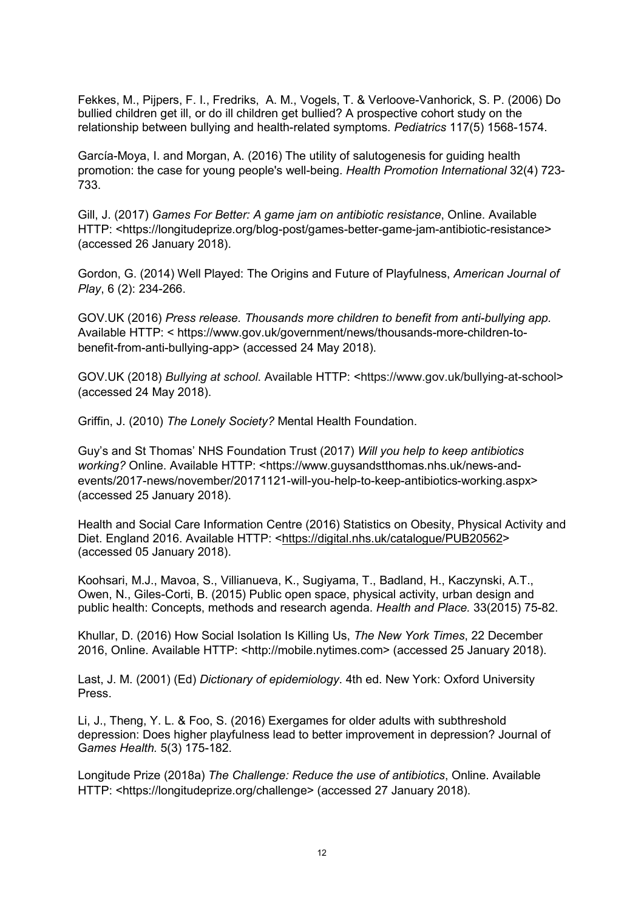Fekkes, M., Pijpers, F. I., Fredriks, A. M., Vogels, T. & Verloove-Vanhorick, S. P. (2006) Do bullied children get ill, or do ill children get bullied? A prospective cohort study on the relationship between bullying and health-related symptoms. *Pediatrics* 117(5) 1568-1574.

García-Moya, I. and Morgan, A. (2016) The utility of salutogenesis for guiding health promotion: the case for young people's well-being. *Health Promotion International* 32(4) 723-733.

Gill, J. (2017) *Games For Better: A game jam on antibiotic resistance*, Online. Available HTTP: <https://longitudeprize.org/blog-post/games-better-game-jam-antibiotic-resistance> (accessed 26 January 2018).

Gordon, G. (2014) Well Played: The Origins and Future of Playfulness, *American Journal of Play*, 6 (2): 234-266.

GOV.UK (2016) *Press release. Thousands more children to benefit from anti-bullying app.* Available HTTP: < https://www.gov.uk/government/news/thousands-more-children-to-benefit-from-anti-bullying-app> (accessed 24 May 2018).

GOV.UK (2018) *Bullying at school*. Available HTTP: <https://www.gov.uk/bullying-at-school> (accessed 24 May 2018).

Griffin, J. (2010) *The Lonely Society?* Mental Health Foundation.

Guy's and St Thomas' NHS Foundation Trust (2017) *Will you help to keep antibiotics working?* Online. Available HTTP: <https://www.guysandstthomas.nhs.uk/news-and-events/2017-news/november/20171121-will-you-help-to-keep-antibiotics-working.aspx> (accessed 25 January 2018).

Health and Social Care Information Centre (2016) Statistics on Obesity, Physical Activity and Diet. England 2016. Available HTTP: <https://digital.nhs.uk/catalogue/PUB20562> (accessed 05 January 2018).

Koohsari, M.J., Mavoa, S., Villianueva, K., Sugiyama, T., Badland, H., Kaczynski, A.T., Owen, N., Giles-Corti, B. (2015) Public open space, physical activity, urban design and public health: Concepts, methods and research agenda. *Health and Place.* 33(2015) 75-82.

Khullar, D. (2016) How Social Isolation Is Killing Us, *The New York Times*, 22 December 2016, Online. Available HTTP: <http://mobile.nytimes.com> (accessed 25 January 2018).

Last, J. M. (2001) (Ed) *Dictionary of epidemiology*. 4th ed. New York: Oxford University Press.

Li, J., Theng, Y. L. & Foo, S. (2016) Exergames for older adults with subthreshold depression: Does higher playfulness lead to better improvement in depression? Journal of G*ames Health.* 5(3) 175-182.

Longitude Prize (2018a) *The Challenge: Reduce the use of antibiotics*, Online. Available HTTP: <https://longitudeprize.org/challenge> (accessed 27 January 2018).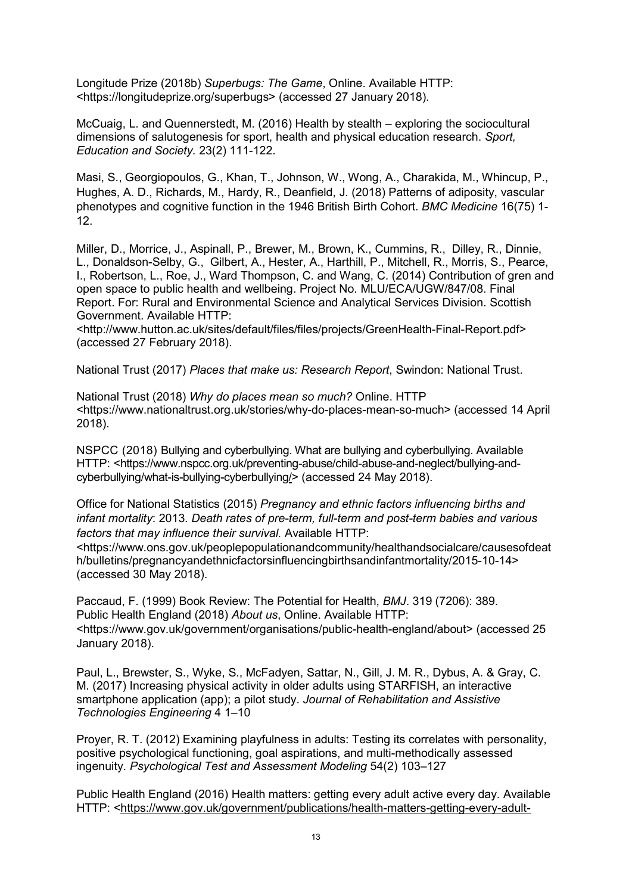Longitude Prize (2018b) *Superbugs: The Game*, Online. Available HTTP: <https://longitudeprize.org/superbugs> (accessed 27 January 2018).

McCuaig, L. and Quennerstedt, M. (2016) Health by stealth – exploring the sociocultural dimensions of salutogenesis for sport, health and physical education research. *Sport, Education and Society*. 23(2) 111-122.

Masi, S., Georgiopoulos, G., Khan, T., Johnson, W., Wong, A., Charakida, M., Whincup, P., Hughes, A. D., Richards, M., Hardy, R., Deanfield, J. (2018) Patterns of adiposity, vascular phenotypes and cognitive function in the 1946 British Birth Cohort. *BMC Medicine* 16(75) 1-12.

Miller, D., Morrice, J., Aspinall, P., Brewer, M., Brown, K., Cummins, R., Dilley, R., Dinnie, L., Donaldson-Selby, G., Gilbert, A., Hester, A., Harthill, P., Mitchell, R., Morris, S., Pearce, I., Robertson, L., Roe, J., Ward Thompson, C. and Wang, C. (2014) Contribution of gren and open space to public health and wellbeing. Project No. MLU/ECA/UGW/847/08. Final Report. For: Rural and Environmental Science and Analytical Services Division. Scottish Government. Available HTTP: <http://www.hutton.ac.uk/sites/default/files/files/projects/GreenHealth-Final-Report.pdf> (accessed 27 February 2018).

National Trust (2017) *Places that make us: Research Report*, Swindon: National Trust.

National Trust (2018) *Why do places mean so much?* Online. HTTP <https://www.nationaltrust.org.uk/stories/why-do-places-mean-so-much> (accessed 14 April 2018).

NSPCC (2018) Bullying and cyberbullying. What are bullying and cyberbullying. Available HTTP: <https://www.nspcc.org.uk/preventing-abuse/child-abuse-and-neglect/bullying-and-cyberbullying/what-is-bullying-cyberbullying/> (accessed 24 May 2018).

Office for National Statistics (2015) *Pregnancy and ethnic factors influencing births and infant mortality*: 2013. *Death rates of pre-term, full-term and post-term babies and various factors that may influence their survival.* Available HTTP: <https://www.ons.gov.uk/peoplepopulationandcommunity/healthandsocialcare/causesofdeath/bulletins/pregnancyandethnicfactorsinfluencingbirthsandinfantmortality/2015-10-14> (accessed 30 May 2018).

Paccaud, F. (1999) Book Review: The Potential for Health, *BMJ*. 319 (7206): 389.
Public Health England (2018) *About us*, Online. Available HTTP: <https://www.gov.uk/government/organisations/public-health-england/about> (accessed 25 January 2018).

Paul, L., Brewster, S., Wyke, S., McFadyen, Sattar, N., Gill, J. M. R., Dybus, A. & Gray, C. M. (2017) Increasing physical activity in older adults using STARFISH, an interactive smartphone application (app); a pilot study. *Journal of Rehabilitation and Assistive Technologies Engineering* 4 1–10

Proyer, R. T. (2012) Examining playfulness in adults: Testing its correlates with personality, positive psychological functioning, goal aspirations, and multi-methodically assessed ingenuity. *Psychological Test and Assessment Modeling* 54(2) 103–127

Public Health England (2016) Health matters: getting every adult active every day. Available HTTP: <https://www.gov.uk/government/publications/health-matters-getting-every-adult-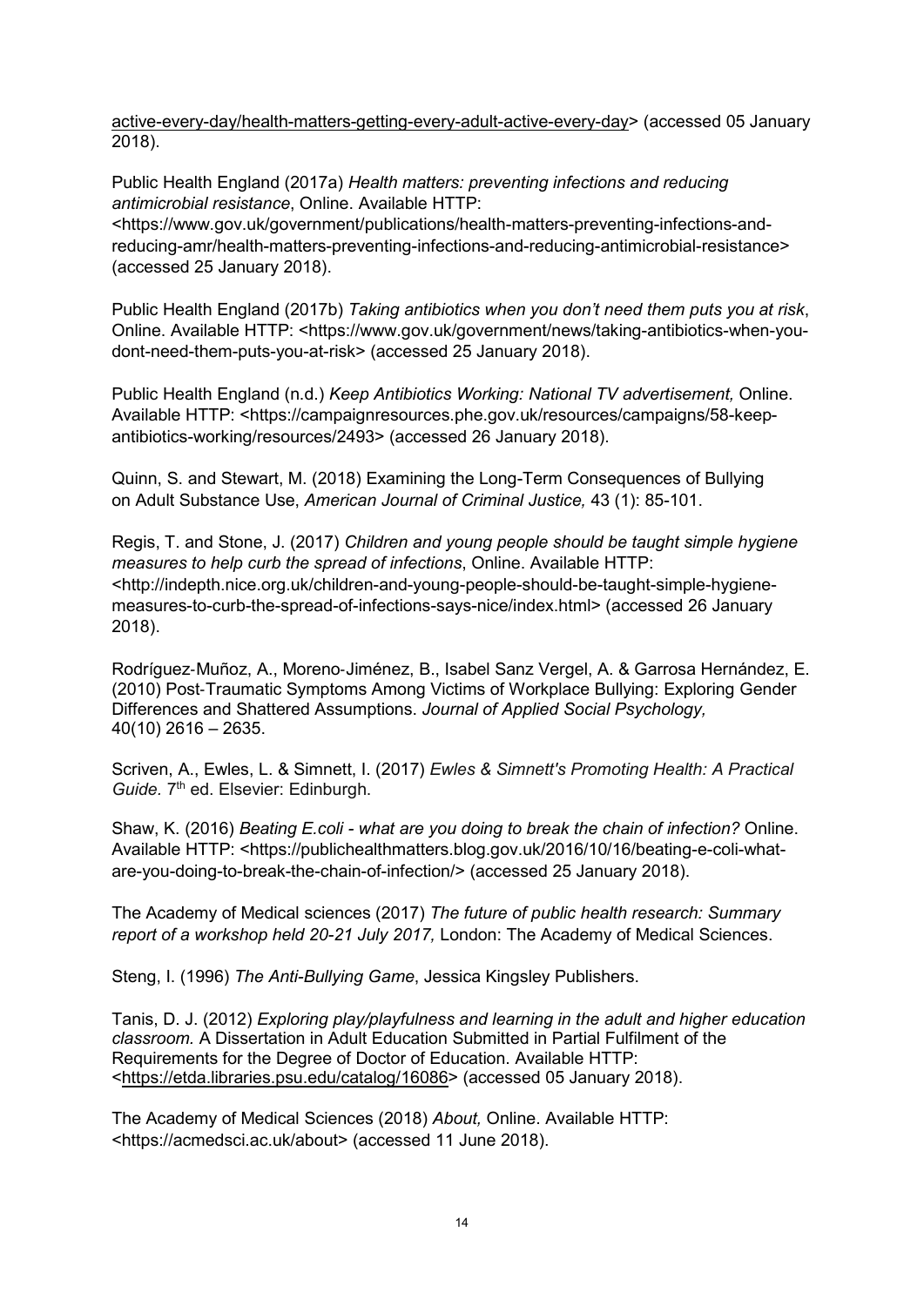active-every-day/health-matters-getting-every-adult-active-every-day> (accessed 05 January 2018).

Public Health England (2017a) *Health matters: preventing infections and reducing antimicrobial resistance*, Online. Available HTTP: <https://www.gov.uk/government/publications/health-matters-preventing-infections-and-reducing-amr/health-matters-preventing-infections-and-reducing-antimicrobial-resistance> (accessed 25 January 2018).

Public Health England (2017b) *Taking antibiotics when you don't need them puts you at risk*, Online. Available HTTP: <https://www.gov.uk/government/news/taking-antibiotics-when-you-dont-need-them-puts-you-at-risk> (accessed 25 January 2018).

Public Health England (n.d.) *Keep Antibiotics Working: National TV advertisement,* Online. Available HTTP: <https://campaignresources.phe.gov.uk/resources/campaigns/58-keep-antibiotics-working/resources/2493> (accessed 26 January 2018).

Quinn, S. and Stewart, M. (2018) Examining the Long-Term Consequences of Bullying on Adult Substance Use, *American Journal of Criminal Justice,* 43 (1): 85-101.

Regis, T. and Stone, J. (2017) *Children and young people should be taught simple hygiene measures to help curb the spread of infections*, Online. Available HTTP: <http://indepth.nice.org.uk/children-and-young-people-should-be-taught-simple-hygiene-measures-to-curb-the-spread-of-infections-says-nice/index.html> (accessed 26 January 2018).

Rodríguez‐Muñoz, A., Moreno‐Jiménez, B., Isabel Sanz Vergel, A. & Garrosa Hernández, E. (2010) Post‐Traumatic Symptoms Among Victims of Workplace Bullying: Exploring Gender Differences and Shattered Assumptions. *Journal of Applied Social Psychology,* 40(10) 2616 – 2635.

Scriven, A., Ewles, L. & Simnett, I. (2017) *Ewles & Simnett's Promoting Health: A Practical Guide.* 7th ed. Elsevier: Edinburgh.

Shaw, K. (2016) *Beating E.coli - what are you doing to break the chain of infection?* Online. Available HTTP: <https://publichealthmatters.blog.gov.uk/2016/10/16/beating-e-coli-what-are-you-doing-to-break-the-chain-of-infection/> (accessed 25 January 2018).

The Academy of Medical sciences (2017) *The future of public health research: Summary report of a workshop held 20-21 July 2017,* London: The Academy of Medical Sciences.

Steng, I. (1996) *The Anti-Bullying Game*, Jessica Kingsley Publishers.

Tanis, D. J. (2012) *Exploring play/playfulness and learning in the adult and higher education classroom.* A Dissertation in Adult Education Submitted in Partial Fulfilment of the Requirements for the Degree of Doctor of Education. Available HTTP: <https://etda.libraries.psu.edu/catalog/16086> (accessed 05 January 2018).

The Academy of Medical Sciences (2018) *About,* Online. Available HTTP: <https://acmedsci.ac.uk/about> (accessed 11 June 2018).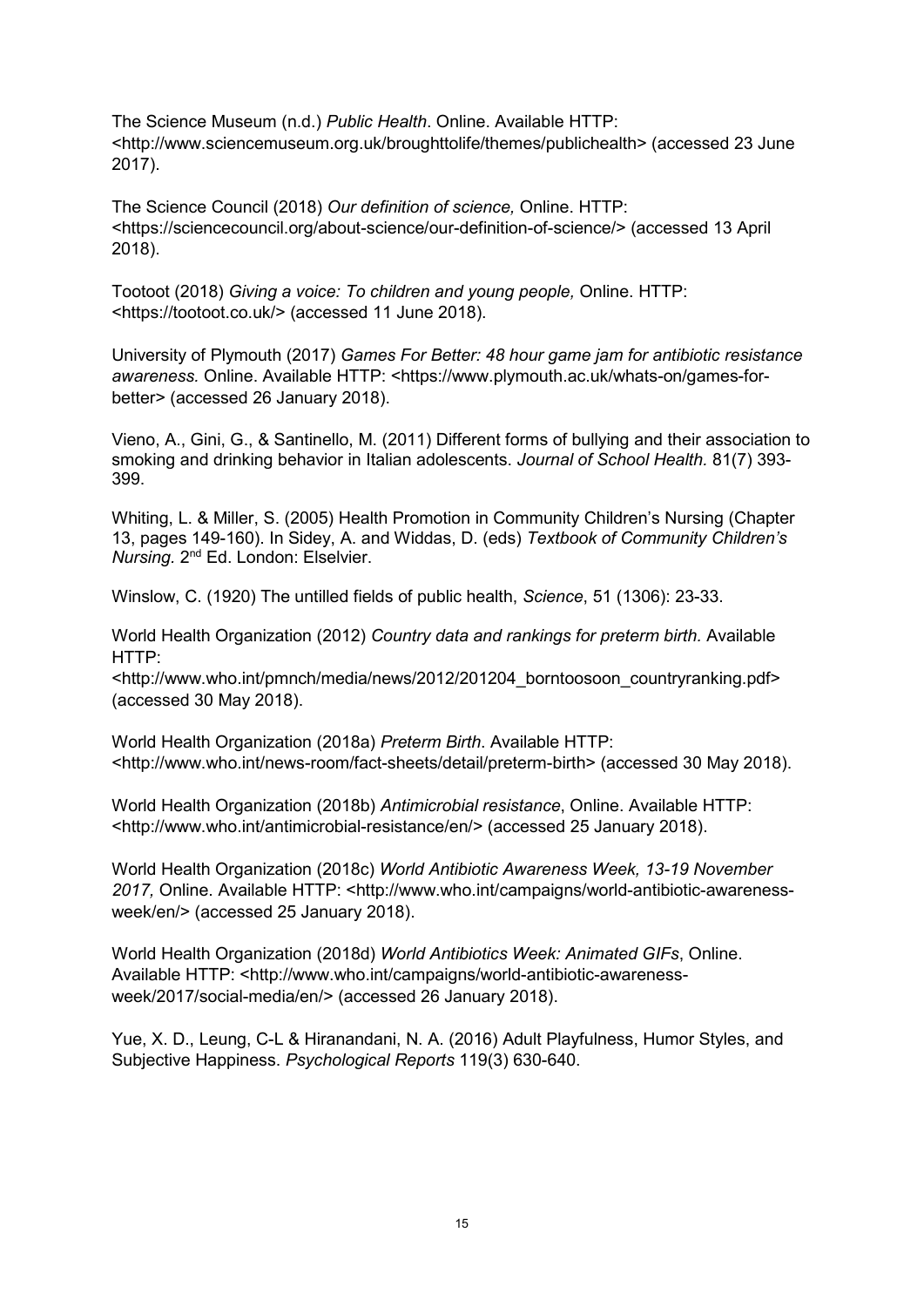The Science Museum (n.d.) *Public Health*. Online. Available HTTP: <http://www.sciencemuseum.org.uk/broughttolife/themes/publichealth> (accessed 23 June 2017).

The Science Council (2018) *Our definition of science,* Online. HTTP: <https://sciencecouncil.org/about-science/our-definition-of-science/> (accessed 13 April 2018).

Tootoot (2018) *Giving a voice: To children and young people,* Online. HTTP: <https://tootoot.co.uk/> (accessed 11 June 2018).

University of Plymouth (2017) *Games For Better: 48 hour game jam for antibiotic resistance awareness.* Online. Available HTTP: <https://www.plymouth.ac.uk/whats-on/games-for-better> (accessed 26 January 2018).

Vieno, A., Gini, G., & Santinello, M. (2011) Different forms of bullying and their association to smoking and drinking behavior in Italian adolescents. *Journal of School Health.* 81(7) 393-399.

Whiting, L. & Miller, S. (2005) Health Promotion in Community Children's Nursing (Chapter 13, pages 149-160). In Sidey, A. and Widdas, D. (eds) *Textbook of Community Children's Nursing.* 2nd Ed. London: Elselvier.

Winslow, C. (1920) The untilled fields of public health, *Science*, 51 (1306): 23-33.

World Health Organization (2012) *Country data and rankings for preterm birth.* Available HTTP: <http://www.who.int/pmnch/media/news/2012/201204_borntoosoon_countryranking.pdf> (accessed 30 May 2018).

World Health Organization (2018a) *Preterm Birth*. Available HTTP: <http://www.who.int/news-room/fact-sheets/detail/preterm-birth> (accessed 30 May 2018).

World Health Organization (2018b) *Antimicrobial resistance*, Online. Available HTTP: <http://www.who.int/antimicrobial-resistance/en/> (accessed 25 January 2018).

World Health Organization (2018c) *World Antibiotic Awareness Week, 13-19 November 2017,* Online. Available HTTP: <http://www.who.int/campaigns/world-antibiotic-awareness-week/en/> (accessed 25 January 2018).

World Health Organization (2018d) *World Antibiotics Week: Animated GIFs*, Online. Available HTTP: <http://www.who.int/campaigns/world-antibiotic-awareness-week/2017/social-media/en/> (accessed 26 January 2018).

Yue, X. D., Leung, C-L & Hiranandani, N. A. (2016) Adult Playfulness, Humor Styles, and Subjective Happiness. *Psychological Reports* 119(3) 630-640.